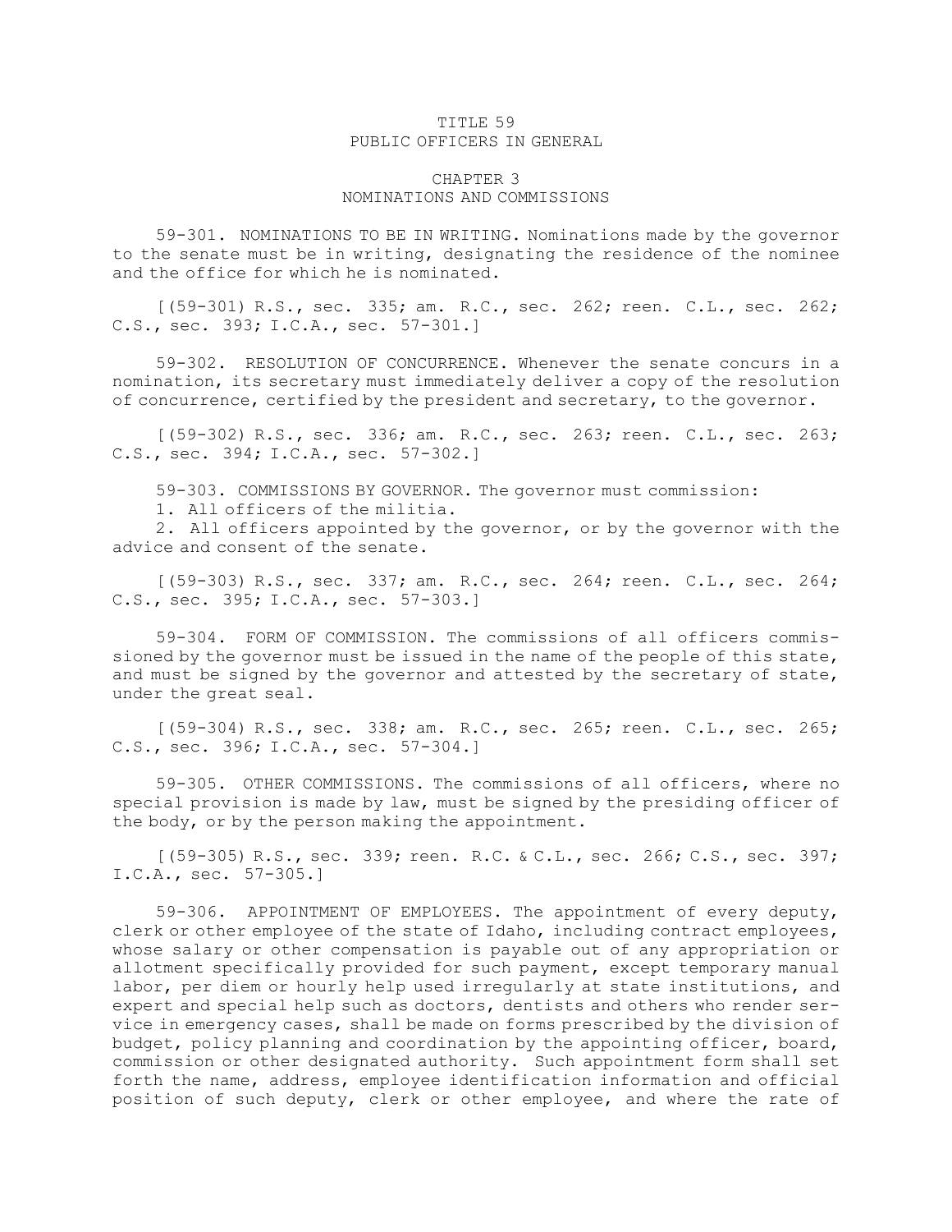# TITLE 59
# PUBLIC OFFICERS IN GENERAL

## CHAPTER 3
## NOMINATIONS AND COMMISSIONS

59-301. NOMINATIONS TO BE IN WRITING. Nominations made by the governor to the senate must be in writing, designating the residence of the nominee and the office for which he is nominated.

[(59-301) R.S., sec. 335; am. R.C., sec. 262; reen. C.L., sec. 262; C.S., sec. 393; I.C.A., sec. 57-301.]

59-302. RESOLUTION OF CONCURRENCE. Whenever the senate concurs in a nomination, its secretary must immediately deliver a copy of the resolution of concurrence, certified by the president and secretary, to the governor.

[(59-302) R.S., sec. 336; am. R.C., sec. 263; reen. C.L., sec. 263; C.S., sec. 394; I.C.A., sec. 57-302.]

59-303. COMMISSIONS BY GOVERNOR. The governor must commission:

1. All officers of the militia.
2. All officers appointed by the governor, or by the governor with the advice and consent of the senate.

[(59-303) R.S., sec. 337; am. R.C., sec. 264; reen. C.L., sec. 264; C.S., sec. 395; I.C.A., sec. 57-303.]

59-304. FORM OF COMMISSION. The commissions of all officers commissioned by the governor must be issued in the name of the people of this state, and must be signed by the governor and attested by the secretary of state, under the great seal.

[(59-304) R.S., sec. 338; am. R.C., sec. 265; reen. C.L., sec. 265; C.S., sec. 396; I.C.A., sec. 57-304.]

59-305. OTHER COMMISSIONS. The commissions of all officers, where no special provision is made by law, must be signed by the presiding officer of the body, or by the person making the appointment.

[(59-305) R.S., sec. 339; reen. R.C. & C.L., sec. 266; C.S., sec. 397; I.C.A., sec. 57-305.]

59-306. APPOINTMENT OF EMPLOYEES. The appointment of every deputy, clerk or other employee of the state of Idaho, including contract employees, whose salary or other compensation is payable out of any appropriation or allotment specifically provided for such payment, except temporary manual labor, per diem or hourly help used irregularly at state institutions, and expert and special help such as doctors, dentists and others who render service in emergency cases, shall be made on forms prescribed by the division of budget, policy planning and coordination by the appointing officer, board, commission or other designated authority. Such appointment form shall set forth the name, address, employee identification information and official position of such deputy, clerk or other employee, and where the rate of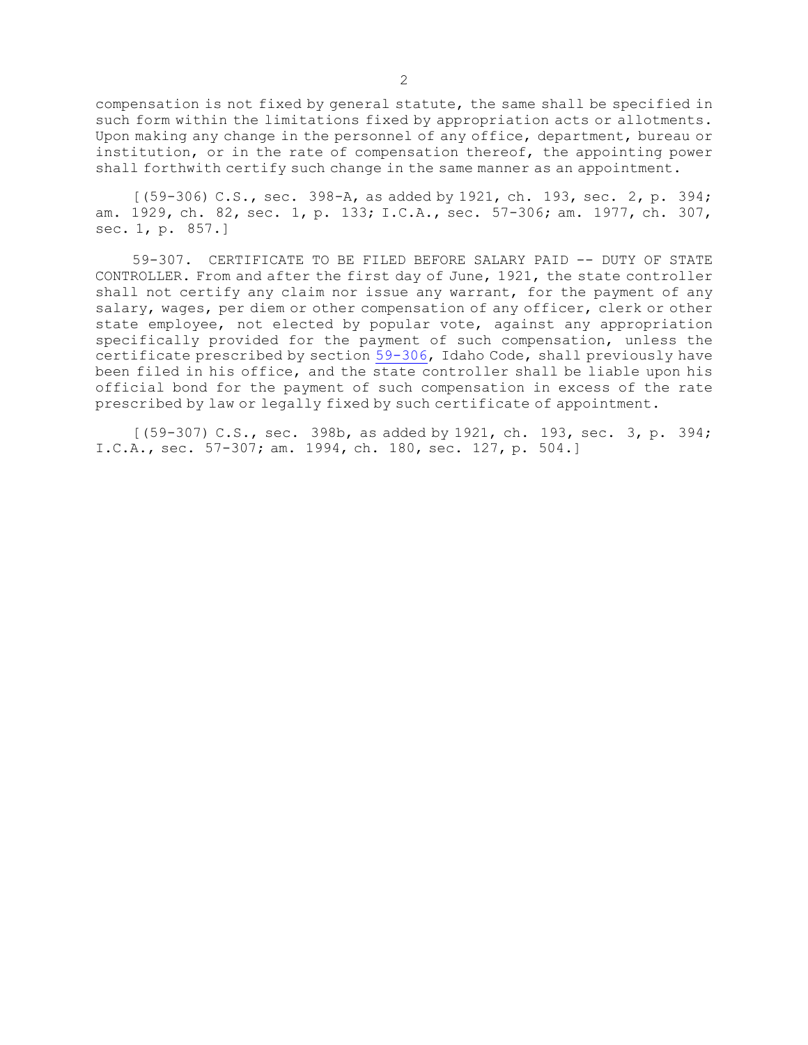compensation is not fixed by general statute, the same shall be specified in such form within the limitations fixed by appropriation acts or allotments. Upon making any change in the personnel of any office, department, bureau or institution, or in the rate of compensation thereof, the appointing power shall forthwith certify such change in the same manner as an appointment.

[(59-306) C.S., sec. 398-A, as added by 1921, ch. 193, sec. 2, p. 394; am. 1929, ch. 82, sec. 1, p. 133; I.C.A., sec. 57-306; am. 1977, ch. 307, sec. 1, p. 857.]

59-307. CERTIFICATE TO BE FILED BEFORE SALARY PAID -- DUTY OF STATE CONTROLLER. From and after the first day of June, 1921, the state controller shall not certify any claim nor issue any warrant, for the payment of any salary, wages, per diem or other compensation of any officer, clerk or other state employee, not elected by popular vote, against any appropriation specifically provided for the payment of such compensation, unless the certificate prescribed by section 59-306, Idaho Code, shall previously have been filed in his office, and the state controller shall be liable upon his official bond for the payment of such compensation in excess of the rate prescribed by law or legally fixed by such certificate of appointment.

[(59-307) C.S., sec. 398b, as added by 1921, ch. 193, sec. 3, p. 394; I.C.A., sec. 57-307; am. 1994, ch. 180, sec. 127, p. 504.]